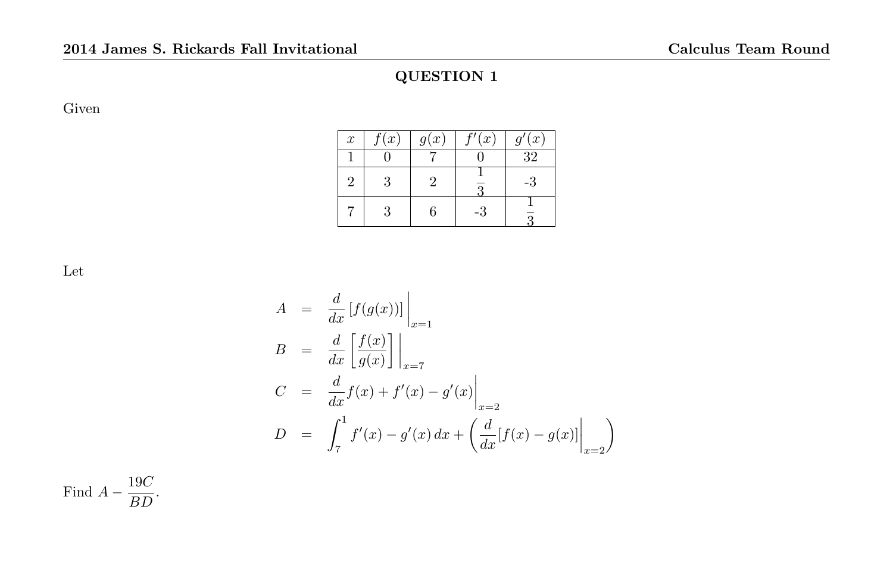## QUESTION 1

Given

| $x$ | $f(x)$ | $g(x)$ | $f'(x)$ | $g'(x)$ |
|---|---|---|---|---|
| 1 | 0 | 7 | 0 | 32 |
| 2 | 3 | 2 | $\frac{1}{3}$ | -3 |
| 7 | 3 | 6 | -3 | $\frac{1}{3}$ |

Let

$$
\begin{aligned}
A &= \frac{d}{dx}\left[f(g(x))\right]\Bigg|_{x=1} \\
B &= \frac{d}{dx}\left[\frac{f(x)}{g(x)}\right]\Bigg|_{x=7} \\
C &= \frac{d}{dx}f(x) + f'(x) - g'(x)\Bigg|_{x=2} \\
D &= \int_7^1 f'(x) - g'(x)\,dx + \left(\frac{d}{dx}[f(x) - g(x)]\Bigg|_{x=2}\right)
\end{aligned}
$$

Find $A - \dfrac{19C}{BD}$.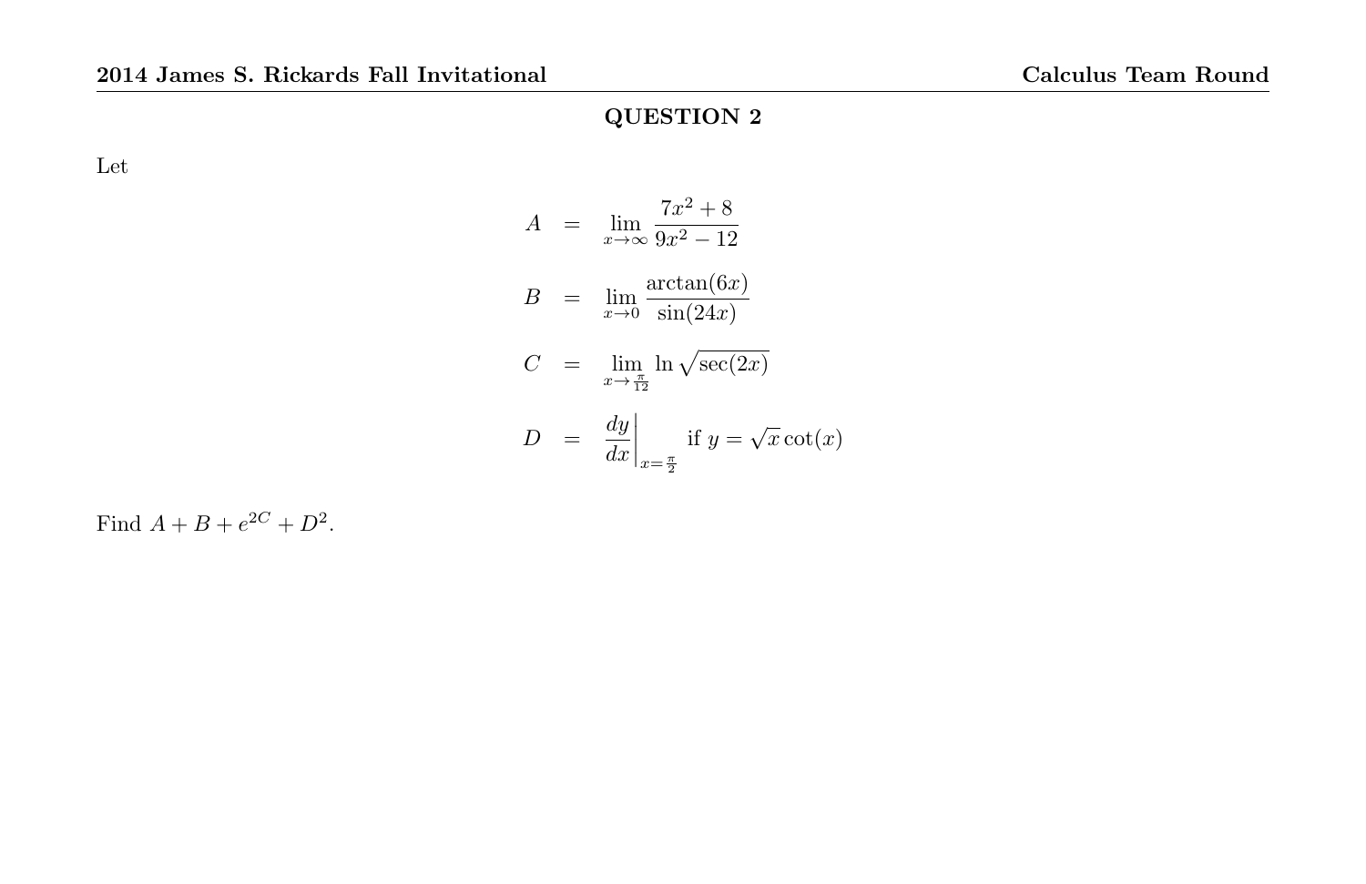## QUESTION 2

Let

$$
\begin{aligned}
A &= \lim_{x \to \infty} \frac{7x^2 + 8}{9x^2 - 12} \\
B &= \lim_{x \to 0} \frac{\arctan(6x)}{\sin(24x)} \\
C &= \lim_{x \to \frac{\pi}{12}} \ln \sqrt{\sec(2x)} \\
D &= \left.\frac{dy}{dx}\right|_{x = \frac{\pi}{2}} \text{ if } y = \sqrt{x}\cot(x)
\end{aligned}
$$

Find $A + B + e^{2C} + D^2$.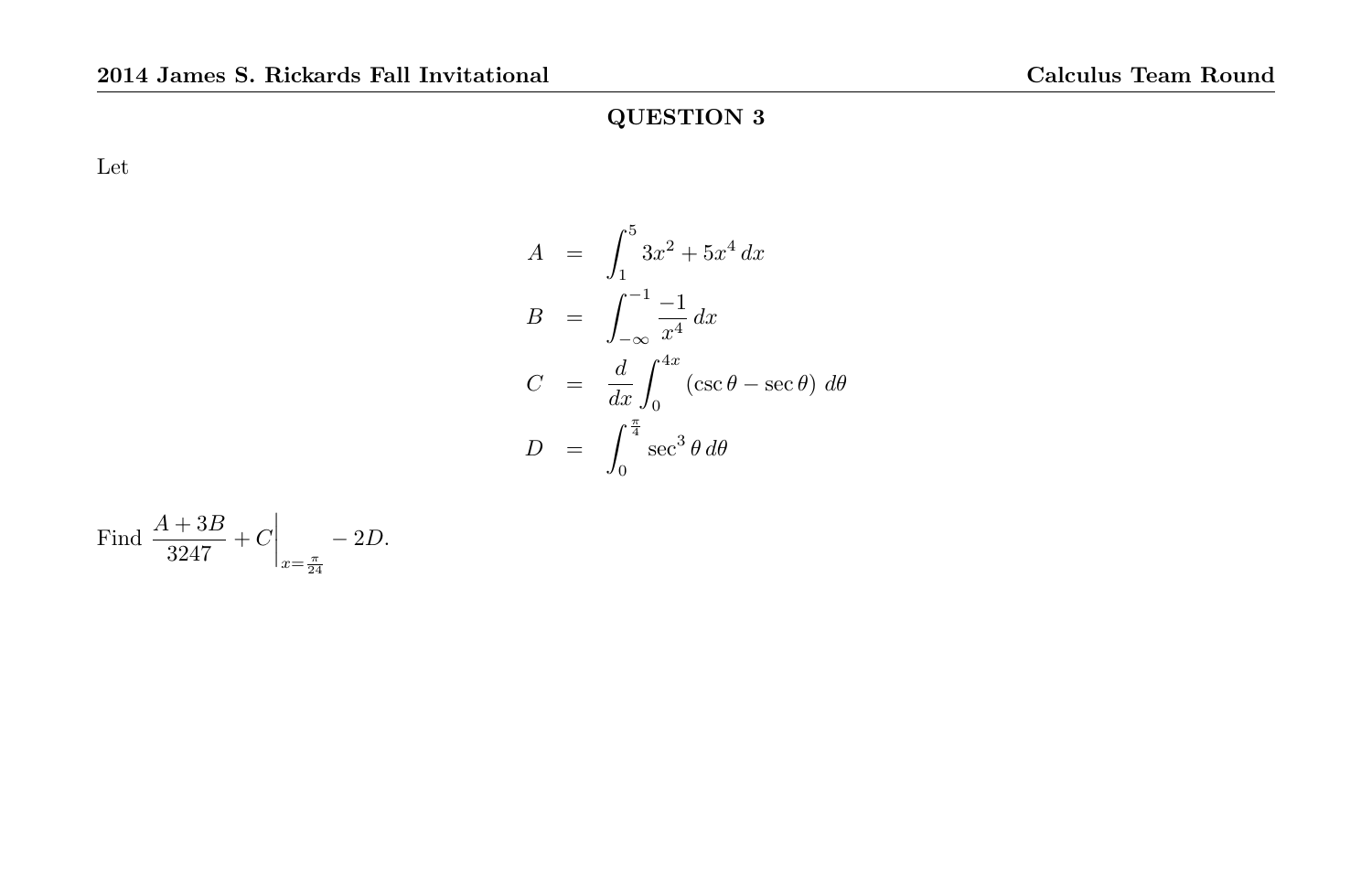## QUESTION 3

Let

$$
\begin{aligned}
A &= \int_1^5 3x^2 + 5x^4 \, dx \\
B &= \int_{-\infty}^{-1} \frac{-1}{x^4} \, dx \\
C &= \frac{d}{dx} \int_0^{4x} (\csc\theta - \sec\theta) \, d\theta \\
D &= \int_0^{\frac{\pi}{4}} \sec^3\theta \, d\theta
\end{aligned}
$$

Find $\dfrac{A+3B}{3247} + C\bigg|_{x=\frac{\pi}{24}} - 2D$.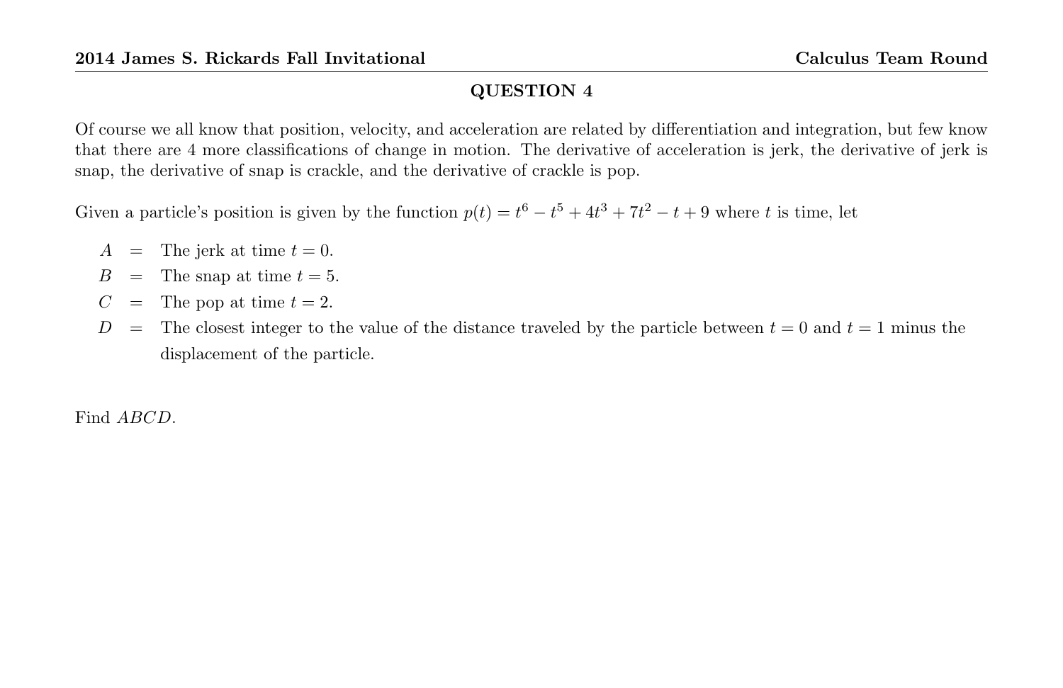## QUESTION 4

Of course we all know that position, velocity, and acceleration are related by differentiation and integration, but few know that there are 4 more classifications of change in motion. The derivative of acceleration is jerk, the derivative of jerk is snap, the derivative of snap is crackle, and the derivative of crackle is pop.

Given a particle's position is given by the function $p(t) = t^6 - t^5 + 4t^3 + 7t^2 - t + 9$ where $t$ is time, let

- $A$ = The jerk at time $t = 0$.
- $B$ = The snap at time $t = 5$.
- $C$ = The pop at time $t = 2$.
- $D$ = The closest integer to the value of the distance traveled by the particle between $t = 0$ and $t = 1$ minus the displacement of the particle.

Find $ABCD$.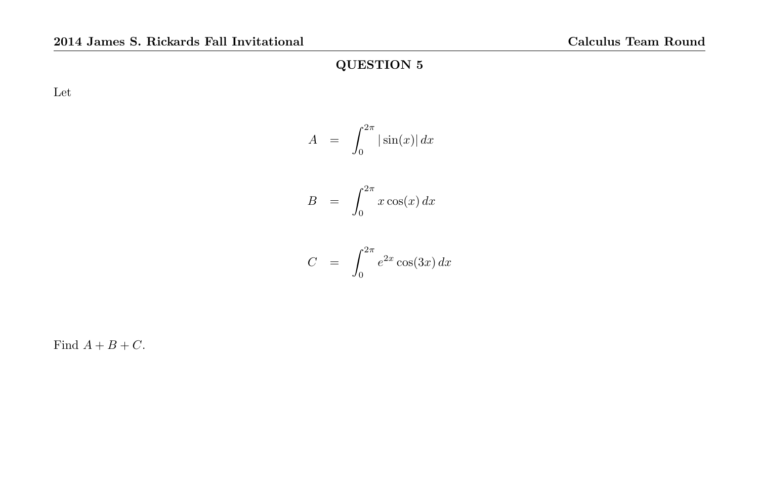## QUESTION 5

Let

$$
\begin{aligned}
A &= \int_0^{2\pi} |\sin(x)|\, dx \\
B &= \int_0^{2\pi} x\cos(x)\, dx \\
C &= \int_0^{2\pi} e^{2x}\cos(3x)\, dx
\end{aligned}
$$

Find $A + B + C$.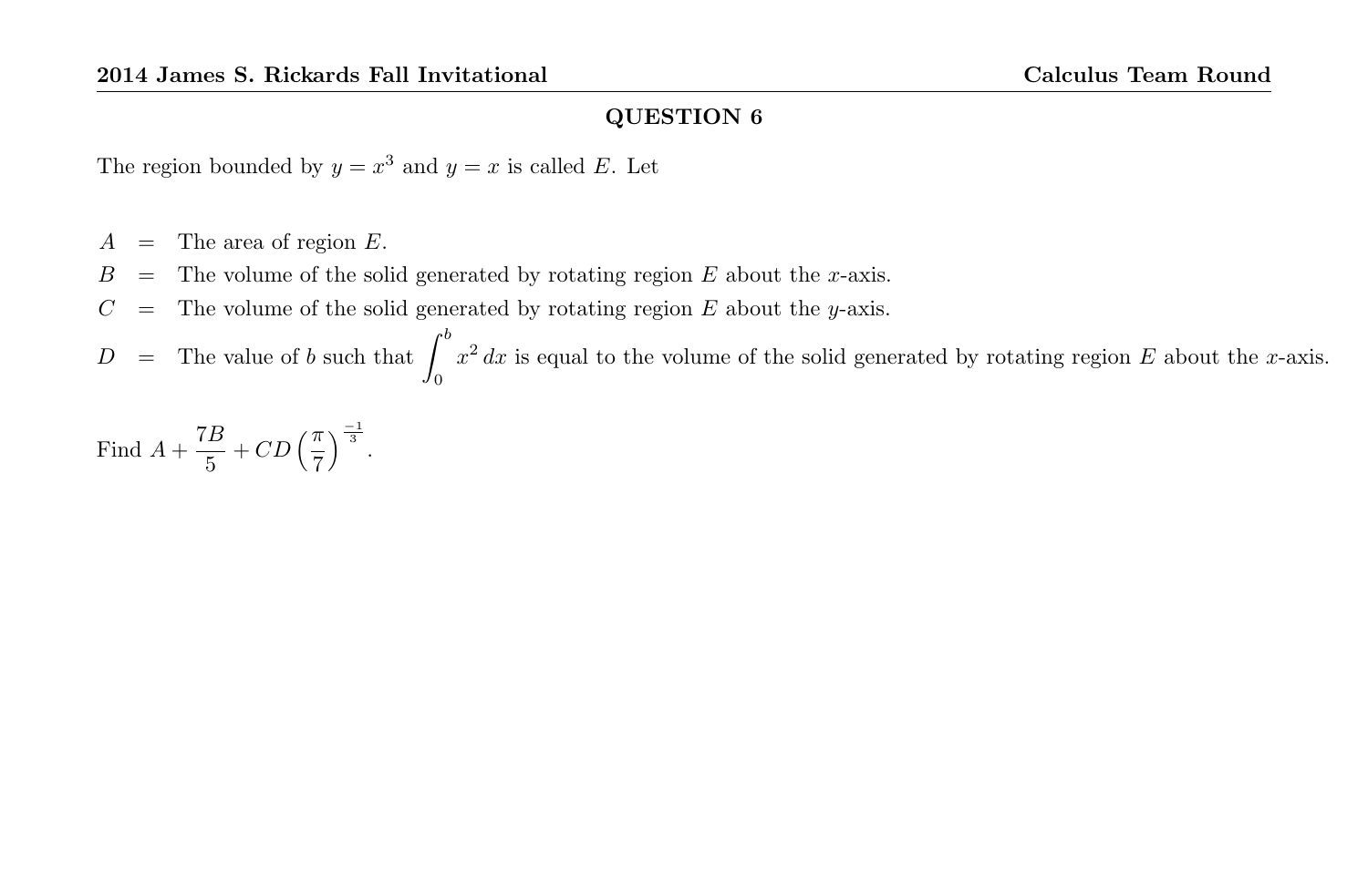## QUESTION 6

The region bounded by $y = x^3$ and $y = x$ is called $E$. Let

$A$ = The area of region $E$.

$B$ = The volume of the solid generated by rotating region $E$ about the $x$-axis.

$C$ = The volume of the solid generated by rotating region $E$ about the $y$-axis.

$D$ = The value of $b$ such that $\int_0^b x^2\,dx$ is equal to the volume of the solid generated by rotating region $E$ about the $x$-axis.

Find $A + \frac{7B}{5} + CD\left(\frac{\pi}{7}\right)^{\frac{-1}{3}}$.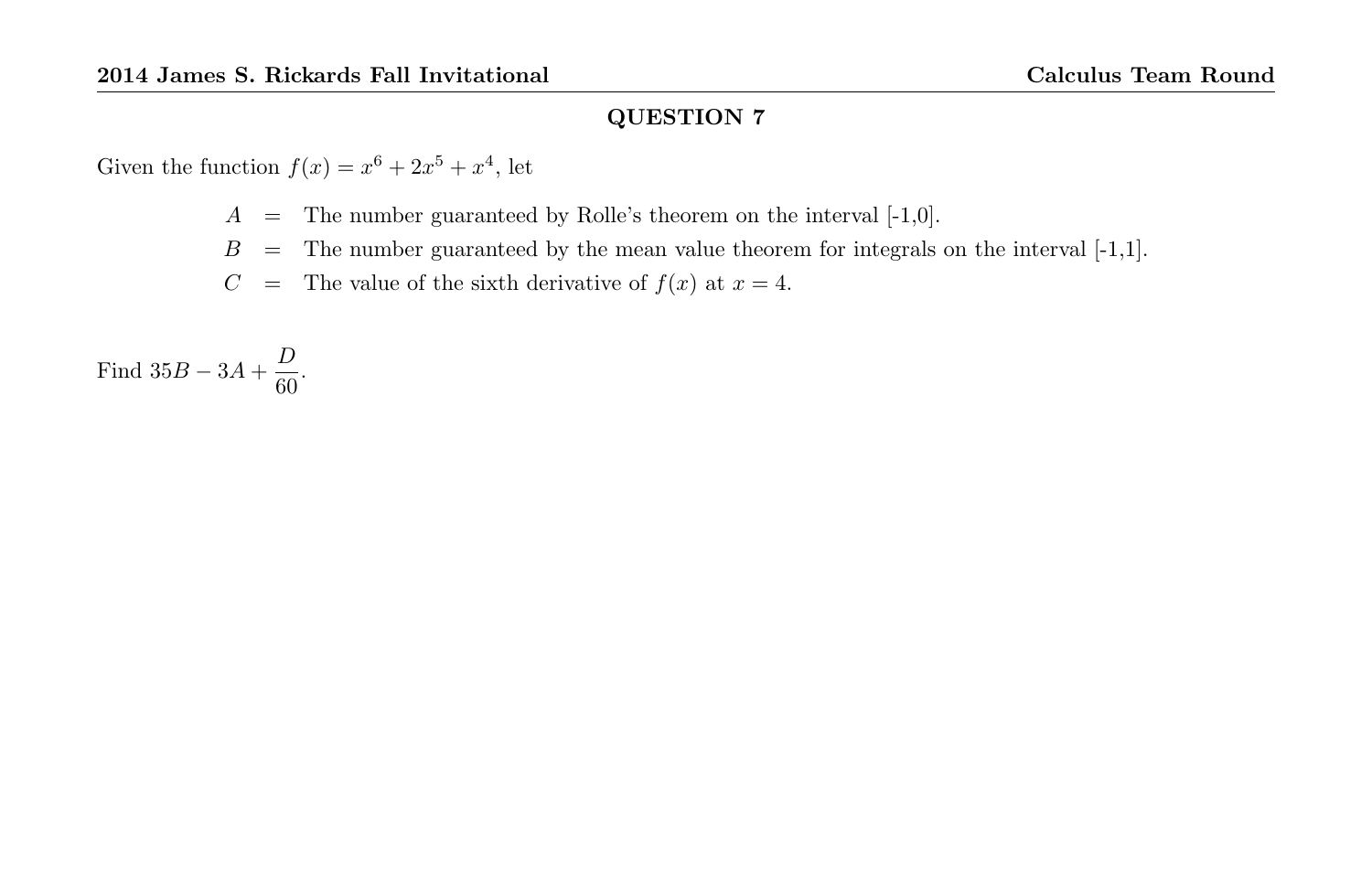## QUESTION 7

Given the function $f(x) = x^6 + 2x^5 + x^4$, let

$A$ = The number guaranteed by Rolle's theorem on the interval [-1,0].

$B$ = The number guaranteed by the mean value theorem for integrals on the interval [-1,1].

$C$ = The value of the sixth derivative of $f(x)$ at $x = 4$.

Find $35B - 3A + \dfrac{D}{60}$.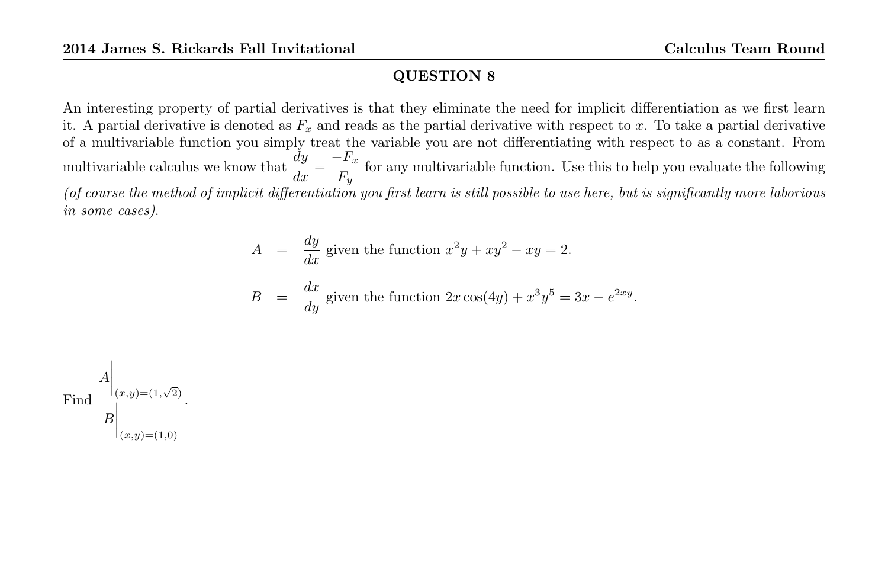## QUESTION 8

An interesting property of partial derivatives is that they eliminate the need for implicit differentiation as we first learn it. A partial derivative is denoted as $F_x$ and reads as the partial derivative with respect to $x$. To take a partial derivative of a multivariable function you simply treat the variable you are not differentiating with respect to as a constant. From multivariable calculus we know that $\dfrac{dy}{dx} = \dfrac{-F_x}{F_y}$ for any multivariable function. Use this to help you evaluate the following *(of course the method of implicit differentiation you first learn is still possible to use here, but is significantly more laborious in some cases).*

$$A = \frac{dy}{dx} \text{ given the function } x^2y + xy^2 - xy = 2.$$

$$B = \frac{dx}{dy} \text{ given the function } 2x\cos(4y) + x^3y^5 = 3x - e^{2xy}.$$

Find $\dfrac{A\Big|_{(x,y)=(1,\sqrt{2})}}{B\Big|_{(x,y)=(1,0)}}$.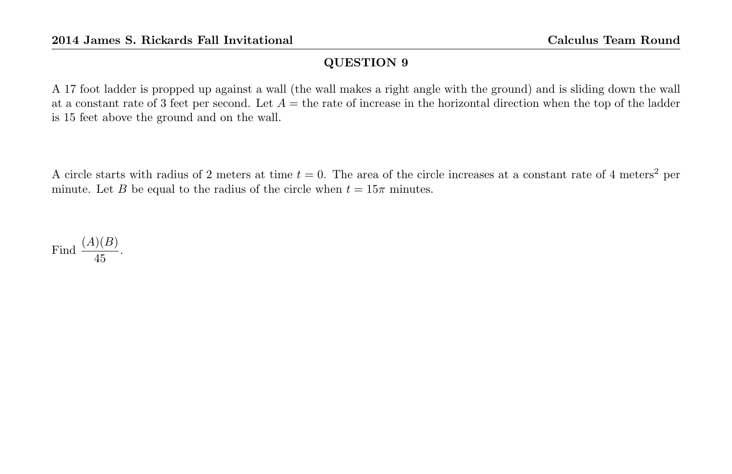## QUESTION 9

A 17 foot ladder is propped up against a wall (the wall makes a right angle with the ground) and is sliding down the wall at a constant rate of 3 feet per second. Let $A =$ the rate of increase in the horizontal direction when the top of the ladder is 15 feet above the ground and on the wall.

A circle starts with radius of 2 meters at time $t = 0$. The area of the circle increases at a constant rate of 4 meters$^2$ per minute. Let $B$ be equal to the radius of the circle when $t = 15\pi$ minutes.

Find $\dfrac{(A)(B)}{45}$.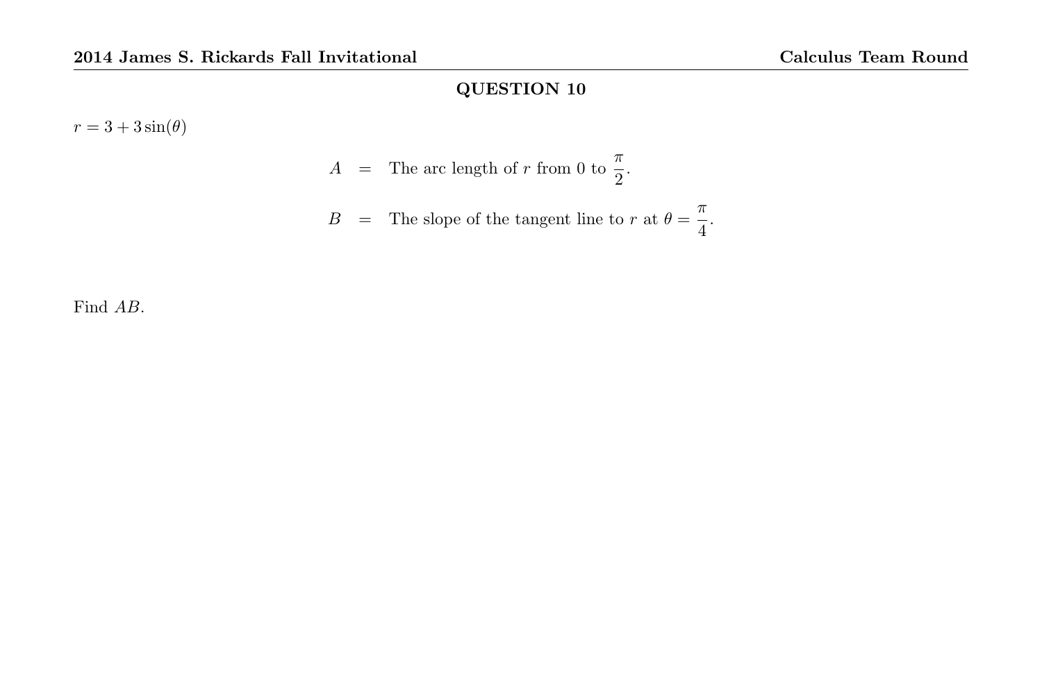## QUESTION 10

$r = 3 + 3\sin(\theta)$

$$A = \text{The arc length of } r \text{ from } 0 \text{ to } \frac{\pi}{2}.$$

$$B = \text{The slope of the tangent line to } r \text{ at } \theta = \frac{\pi}{4}.$$

Find $AB$.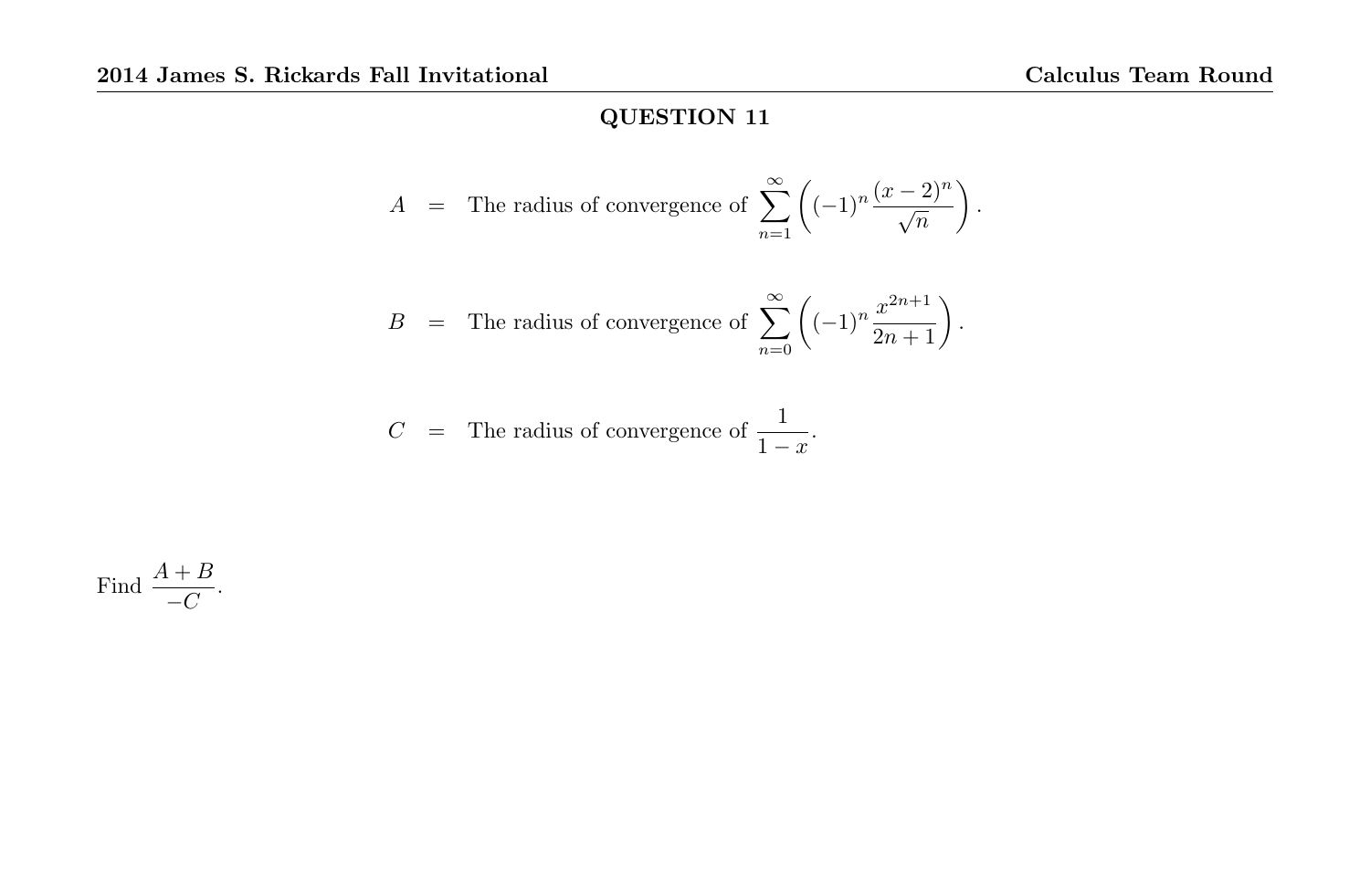## QUESTION 11

$$A = \text{The radius of convergence of } \sum_{n=1}^{\infty} \left( (-1)^n \frac{(x-2)^n}{\sqrt{n}} \right).$$

$$B = \text{The radius of convergence of } \sum_{n=0}^{\infty} \left( (-1)^n \frac{x^{2n+1}}{2n+1} \right).$$

$$C = \text{The radius of convergence of } \frac{1}{1-x}.$$

Find $\dfrac{A+B}{-C}$.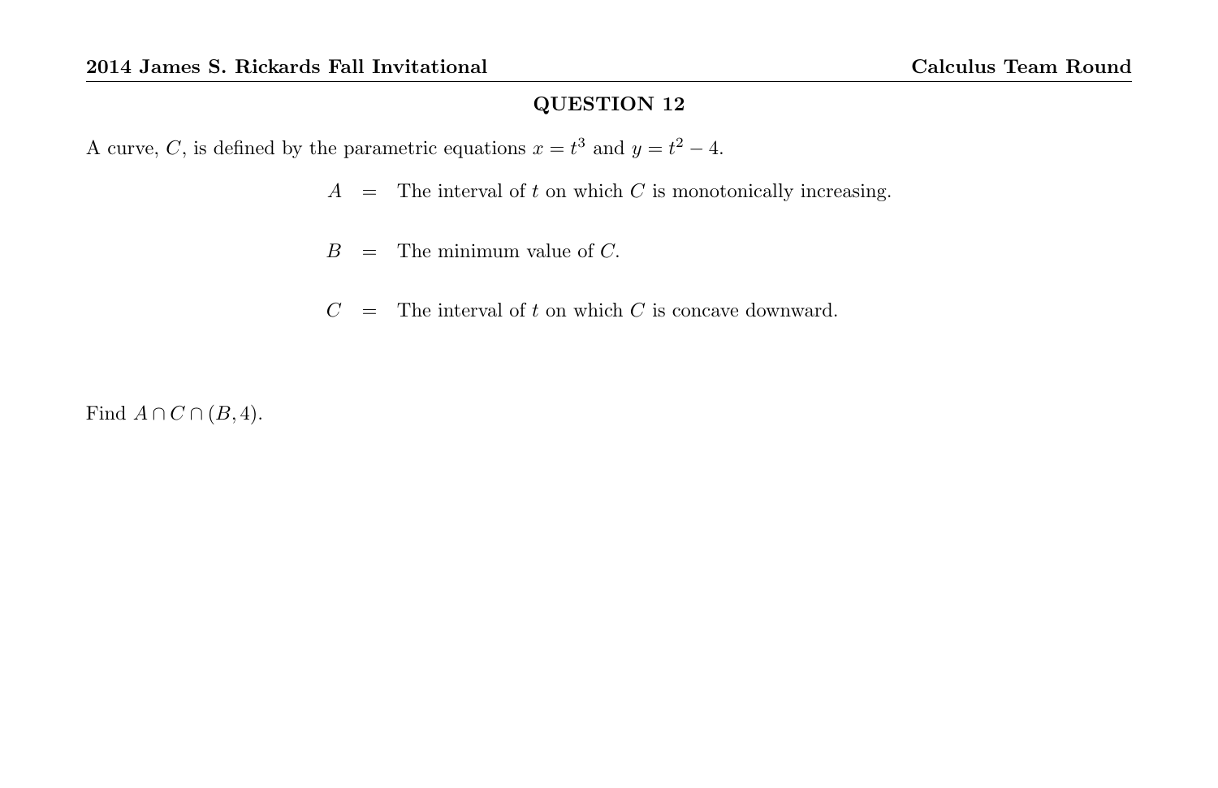## QUESTION 12

A curve, $C$, is defined by the parametric equations $x = t^3$ and $y = t^2 - 4$.

$$A = \text{The interval of } t \text{ on which } C \text{ is monotonically increasing.}$$

$$B = \text{The minimum value of } C.$$

$$C = \text{The interval of } t \text{ on which } C \text{ is concave downward.}$$

Find $A \cap C \cap (B, 4)$.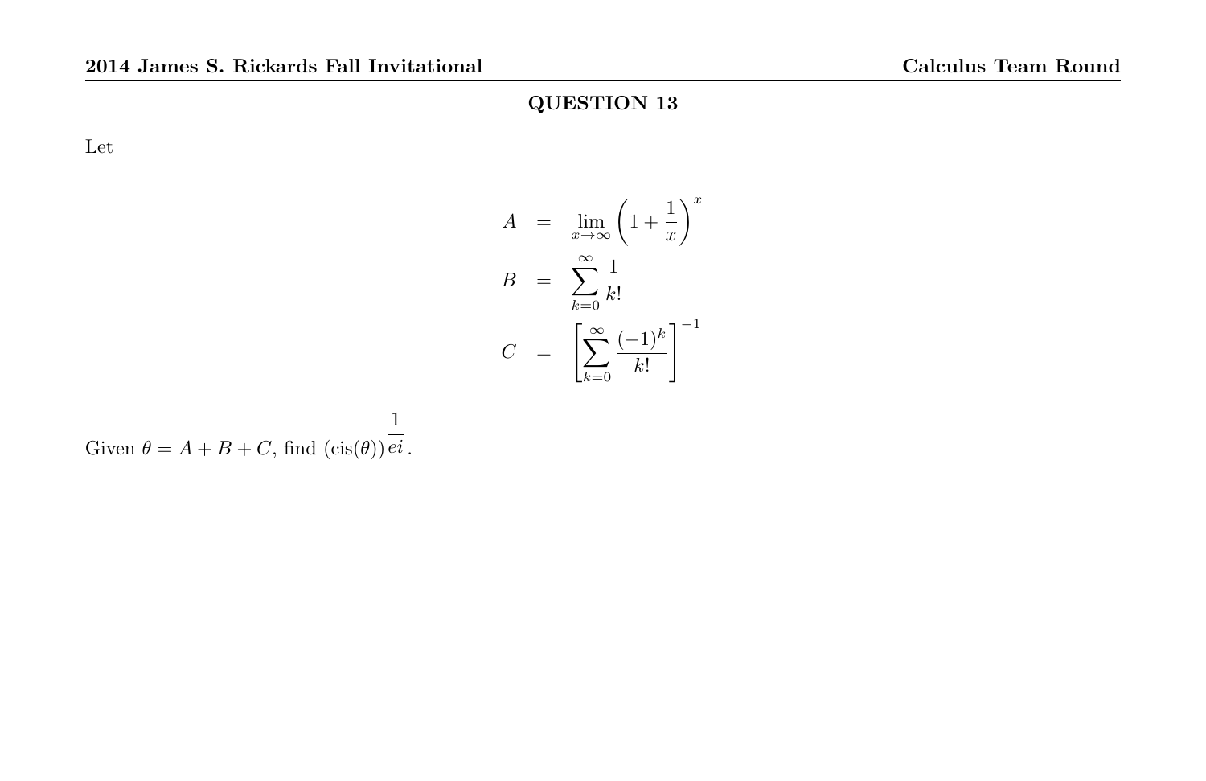## QUESTION 13

Let

$$
\begin{aligned}
A &= \lim_{x \to \infty} \left(1 + \frac{1}{x}\right)^x \\
B &= \sum_{k=0}^{\infty} \frac{1}{k!} \\
C &= \left[\sum_{k=0}^{\infty} \frac{(-1)^k}{k!}\right]^{-1}
\end{aligned}
$$

Given $\theta = A + B + C$, find $(\text{cis}(\theta))^{\frac{1}{ei}}$.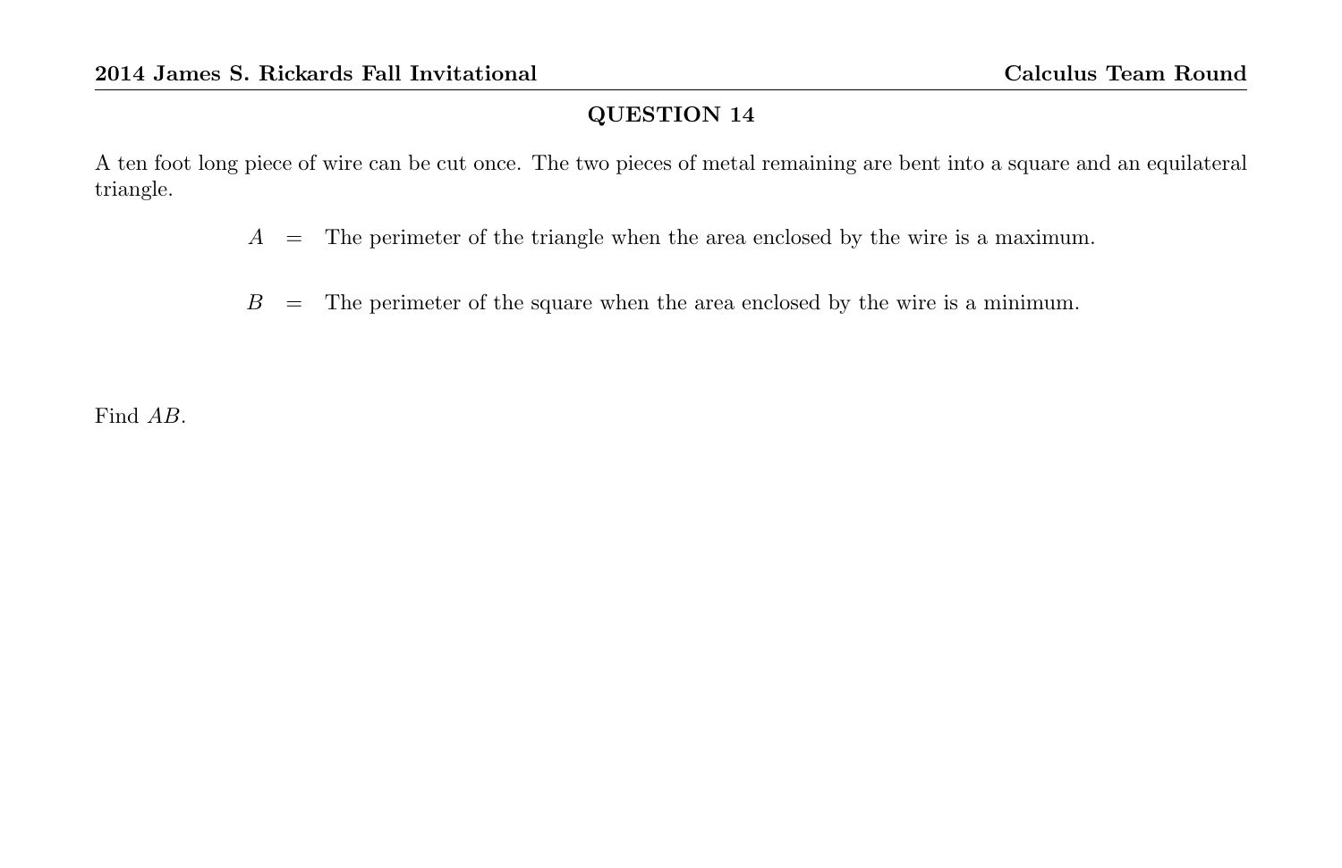## QUESTION 14

A ten foot long piece of wire can be cut once. The two pieces of metal remaining are bent into a square and an equilateral triangle.

$A$ = The perimeter of the triangle when the area enclosed by the wire is a maximum.

$B$ = The perimeter of the square when the area enclosed by the wire is a minimum.

Find $AB$.